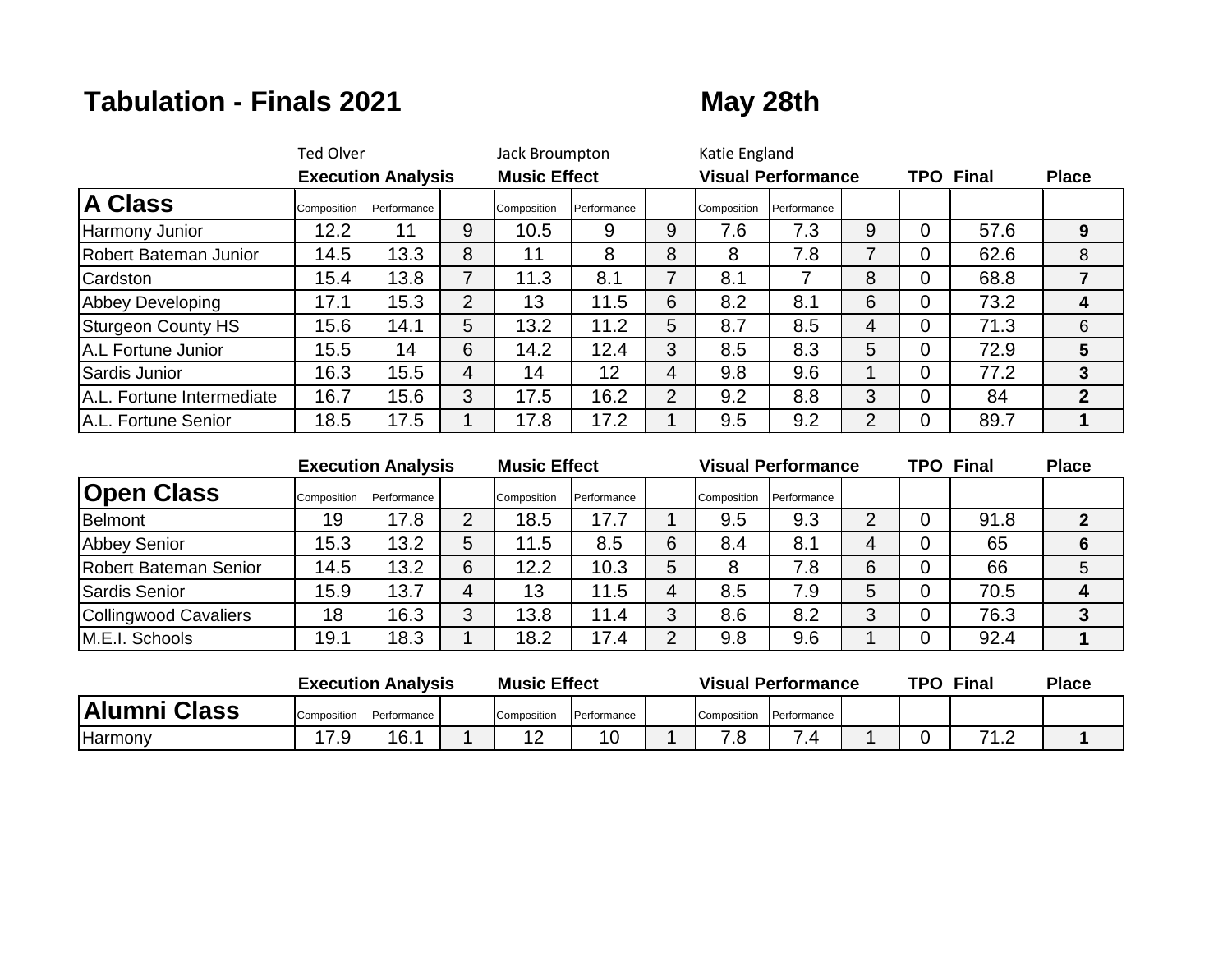# Tabulation - Finals 2021

**May 28th**

| | Ted Olver | | | Jack Broumpton | | | Katie England | | | | | |
|---|---|---|---|---|---|---|---|---|---|---|---|---|
| | **Execution Analysis** | | | **Music Effect** | | | **Visual Performance** | | | **TPO** | **Final** | **Place** |
| **A Class** | Composition | Performance | | Composition | Performance | | Composition | Performance | | | | |
| Harmony Junior | 12.2 | 11 | 9 | 10.5 | 9 | 9 | 7.6 | 7.3 | 9 | 0 | 57.6 | **9** |
| Robert Bateman Junior | 14.5 | 13.3 | 8 | 11 | 8 | 8 | 8 | 7.8 | 7 | 0 | 62.6 | 8 |
| Cardston | 15.4 | 13.8 | 7 | 11.3 | 8.1 | 7 | 8.1 | 7 | 8 | 0 | 68.8 | **7** |
| Abbey Developing | 17.1 | 15.3 | 2 | 13 | 11.5 | 6 | 8.2 | 8.1 | 6 | 0 | 73.2 | **4** |
| Sturgeon County HS | 15.6 | 14.1 | 5 | 13.2 | 11.2 | 5 | 8.7 | 8.5 | 4 | 0 | 71.3 | 6 |
| A.L Fortune Junior | 15.5 | 14 | 6 | 14.2 | 12.4 | 3 | 8.5 | 8.3 | 5 | 0 | 72.9 | **5** |
| Sardis Junior | 16.3 | 15.5 | 4 | 14 | 12 | 4 | 9.8 | 9.6 | 1 | 0 | 77.2 | **3** |
| A.L. Fortune Intermediate | 16.7 | 15.6 | 3 | 17.5 | 16.2 | 2 | 9.2 | 8.8 | 3 | 0 | 84 | **2** |
| A.L. Fortune Senior | 18.5 | 17.5 | 1 | 17.8 | 17.2 | 1 | 9.5 | 9.2 | 2 | 0 | 89.7 | **1** |

| | **Execution Analysis** | | | **Music Effect** | | | **Visual Performance** | | | **TPO** | **Final** | **Place** |
|---|---|---|---|---|---|---|---|---|---|---|---|---|
| **Open Class** | Composition | Performance | | Composition | Performance | | Composition | Performance | | | | |
| Belmont | 19 | 17.8 | 2 | 18.5 | 17.7 | 1 | 9.5 | 9.3 | 2 | 0 | 91.8 | **2** |
| Abbey Senior | 15.3 | 13.2 | 5 | 11.5 | 8.5 | 6 | 8.4 | 8.1 | 4 | 0 | 65 | **6** |
| Robert Bateman Senior | 14.5 | 13.2 | 6 | 12.2 | 10.3 | 5 | 8 | 7.8 | 6 | 0 | 66 | 5 |
| Sardis Senior | 15.9 | 13.7 | 4 | 13 | 11.5 | 4 | 8.5 | 7.9 | 5 | 0 | 70.5 | **4** |
| Collingwood Cavaliers | 18 | 16.3 | 3 | 13.8 | 11.4 | 3 | 8.6 | 8.2 | 3 | 0 | 76.3 | **3** |
| M.E.I. Schools | 19.1 | 18.3 | 1 | 18.2 | 17.4 | 2 | 9.8 | 9.6 | 1 | 0 | 92.4 | **1** |

| | **Execution Analysis** | | | **Music Effect** | | | **Visual Performance** | | | **TPO** | **Final** | **Place** |
|---|---|---|---|---|---|---|---|---|---|---|---|---|
| **Alumni Class** | Composition | Performance | | Composition | Performance | | Composition | Performance | | | | |
| Harmony | 17.9 | 16.1 | 1 | 12 | 10 | 1 | 7.8 | 7.4 | 1 | 0 | 71.2 | **1** |